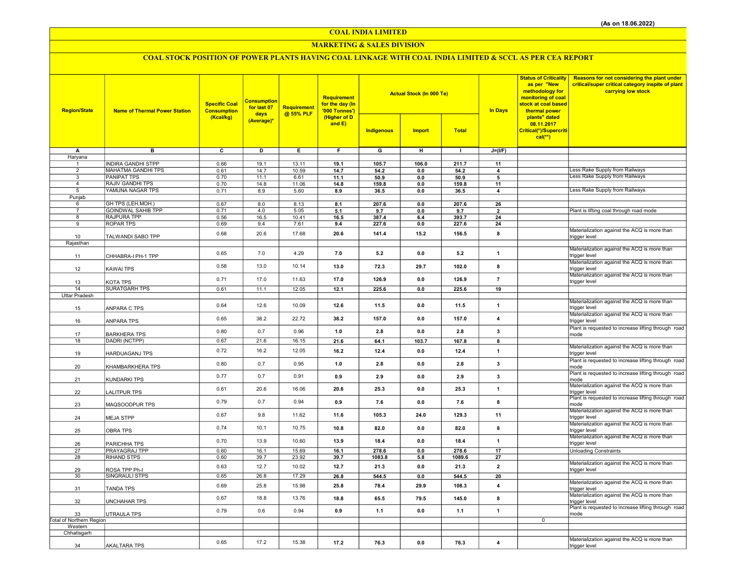(As on 18.06.2022)

# COAL INDIA LIMITED

## MARKETING & SALES DIVISION

### COAL STOCK POSITION OF POWER PLANTS HAVING COAL LINKAGE WITH COAL INDIA LIMITED & SCCL AS PER CEA REPORT

| Region/State | Name of Thermal Power Station | Specific Coal Consumption (Kcal/kg) | Consumption for last 07 days (Average)* | Requirement @ 55% PLF | Requirement for the day (In '000 Tonnes') (Higher of D and E) | Actual Stock (In 000 Te) | | | In Days | Status of Criticality as per "New methodology for monitoring of coal stock at coal based thermal power plants" dated 08.11.2017 Critical(*)/Supercritical(**) | Reasons for not considering the plant under critical/super critical category inspite of plant carrying low stock |
|---|---|---|---|---|---|---|---|---|---|---|---|
| | | | | | | Indigenous | Import | Total | | | |
| A | B | C | D | E | F | G | H | I | J=(I/F) | | |
| Haryana | | | | | | | | | | | |
| 1 | INDIRA GANDHI STPP | 0.66 | 19.1 | 13.11 | 19.1 | 105.7 | 106.0 | 211.7 | 11 | | |
| 2 | MAHATMA GANDHI TPS | 0.61 | 14.7 | 10.59 | 14.7 | 54.2 | 0.0 | 54.2 | 4 | | Less Rake Supply from Railways |
| 3 | PANIPAT TPS | 0.70 | 11.1 | 6.61 | 11.1 | 50.9 | 0.0 | 50.9 | 5 | | Less Rake Supply from Railways |
| 4 | RAJIV GANDHI TPS | 0.70 | 14.8 | 11.06 | 14.8 | 159.8 | 0.0 | 159.8 | 11 | | |
| 5 | YAMUNA NAGAR TPS | 0.71 | 8.9 | 5.60 | 8.9 | 36.5 | 0.0 | 36.5 | 4 | | Less Rake Supply from Railways |
| Punjab | | | | | | | | | | | |
| 6 | GH TPS (LEH.MOH.) | 0.67 | 8.0 | 8.13 | 8.1 | 207.6 | 0.0 | 207.6 | 26 | | |
| 7 | GOINDWAL SAHIB TPP | 0.71 | 4.0 | 5.05 | 5.1 | 9.7 | 0.0 | 9.7 | 2 | | Plant is lifting coal through road mode |
| 8 | RAJPURA TPP | 0.56 | 16.5 | 10.41 | 16.5 | 387.4 | 6.4 | 393.7 | 24 | | |
| 9 | ROPAR TPS | 0.69 | 9.4 | 7.61 | 9.4 | 227.6 | 0.0 | 227.6 | 24 | | |
| 10 | TALWANDI SABO TPP | 0.68 | 20.6 | 17.68 | 20.6 | 141.4 | 15.2 | 156.5 | 8 | | Materialization against the ACQ is more than trigger level |
| Rajasthan | | | | | | | | | | | |
| 11 | CHHABRA-I PH-1 TPP | 0.65 | 7.0 | 4.29 | 7.0 | 5.2 | 0.0 | 5.2 | 1 | | Materialization against the ACQ is more than trigger level |
| 12 | KAWAI TPS | 0.58 | 13.0 | 10.14 | 13.0 | 72.3 | 29.7 | 102.0 | 8 | | Materialization against the ACQ is more than trigger level |
| 13 | KOTA TPS | 0.71 | 17.0 | 11.63 | 17.0 | 126.9 | 0.0 | 126.9 | 7 | | Materialization against the ACQ is more than trigger level |
| 14 | SURATGARH TPS | 0.61 | 11.1 | 12.05 | 12.1 | 225.6 | 0.0 | 225.6 | 19 | | |
| Uttar Pradesh | | | | | | | | | | | |
| 15 | ANPARA C TPS | 0.64 | 12.6 | 10.09 | 12.6 | 11.5 | 0.0 | 11.5 | 1 | | Materialization against the ACQ is more than trigger level |
| 16 | ANPARA TPS | 0.65 | 38.2 | 22.72 | 38.2 | 157.0 | 0.0 | 157.0 | 4 | | Materialization against the ACQ is more than trigger level |
| 17 | BARKHERA TPS | 0.80 | 0.7 | 0.96 | 1.0 | 2.8 | 0.0 | 2.8 | 3 | | Plant is requested to increase lifting through road mode |
| 18 | DADRI (NCTPP) | 0.67 | 21.6 | 16.15 | 21.6 | 64.1 | 103.7 | 167.8 | 8 | | |
| 19 | HARDUAGANJ TPS | 0.72 | 16.2 | 12.05 | 16.2 | 12.4 | 0.0 | 12.4 | 1 | | Materialization against the ACQ is more than trigger level |
| 20 | KHAMBARKHERA TPS | 0.80 | 0.7 | 0.95 | 1.0 | 2.8 | 0.0 | 2.8 | 3 | | Plant is requested to increase lifting through road mode |
| 21 | KUNDARKI TPS | 0.77 | 0.7 | 0.91 | 0.9 | 2.9 | 0.0 | 2.9 | 3 | | Plant is requested to increase lifting through road mode |
| 22 | LALITPUR TPS | 0.61 | 20.6 | 16.06 | 20.6 | 25.3 | 0.0 | 25.3 | 1 | | Materialization against the ACQ is more than trigger level |
| 23 | MAQSOODPUR TPS | 0.79 | 0.7 | 0.94 | 0.9 | 7.6 | 0.0 | 7.6 | 8 | | Plant is requested to increase lifting through road mode |
| 24 | MEJA STPP | 0.67 | 9.8 | 11.62 | 11.6 | 105.3 | 24.0 | 129.3 | 11 | | Materialization against the ACQ is more than trigger level |
| 25 | OBRA TPS | 0.74 | 10.1 | 10.75 | 10.8 | 82.0 | 0.0 | 82.0 | 8 | | Materialization against the ACQ is more than trigger level |
| 26 | PARICHHA TPS | 0.70 | 13.9 | 10.60 | 13.9 | 18.4 | 0.0 | 18.4 | 1 | | Materialization against the ACQ is more than trigger level |
| 27 | PRAYAGRAJ TPP | 0.60 | 16.1 | 15.69 | 16.1 | 278.6 | 0.0 | 278.6 | 17 | | Unloading Constraints |
| 28 | RIHAND STPS | 0.60 | 39.7 | 23.92 | 39.7 | 1083.8 | 5.8 | 1089.6 | 27 | | |
| 29 | ROSA TPP Ph-I | 0.63 | 12.7 | 10.02 | 12.7 | 21.3 | 0.0 | 21.3 | 2 | | Materialization against the ACQ is more than trigger level |
| 30 | SINGRAULI STPS | 0.65 | 26.8 | 17.29 | 26.8 | 544.5 | 0.0 | 544.5 | 20 | | |
| 31 | TANDA TPS | 0.69 | 25.8 | 15.98 | 25.8 | 78.4 | 29.9 | 108.3 | 4 | | Materialization against the ACQ is more than trigger level |
| 32 | UNCHAHAR TPS | 0.67 | 18.8 | 13.76 | 18.8 | 65.5 | 79.5 | 145.0 | 8 | | Materialization against the ACQ is more than trigger level |
| 33 | UTRAULA TPS | 0.79 | 0.6 | 0.94 | 0.9 | 1.1 | 0.0 | 1.1 | 1 | | Plant is requested to increase lifting through road mode |
| Total of Northern Region | | | | | | | | | | 0 | |
| Western | | | | | | | | | | | |
| Chhatisgarh | | | | | | | | | | | |
| 34 | AKALTARA TPS | 0.65 | 17.2 | 15.38 | 17.2 | 76.3 | 0.0 | 76.3 | 4 | | Materialization against the ACQ is more than trigger level |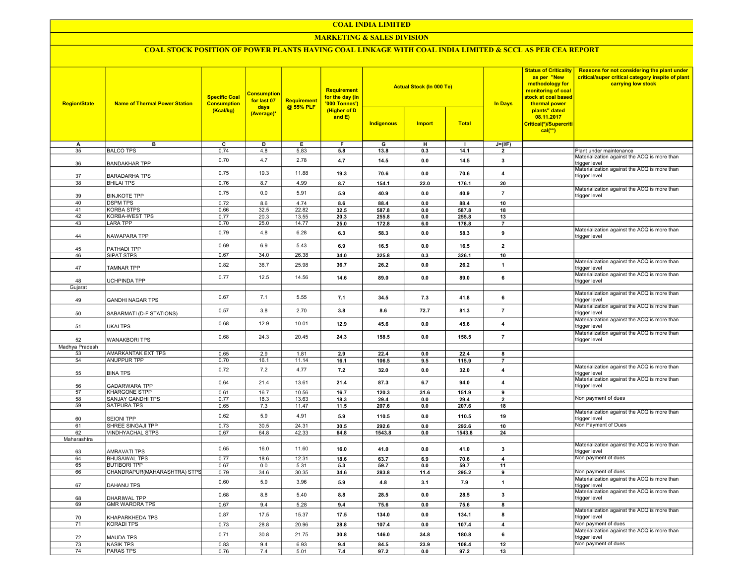# COAL INDIA LIMITED

## MARKETING & SALES DIVISION

### COAL STOCK POSITION OF POWER PLANTS HAVING COAL LINKAGE WITH COAL INDIA LIMITED & SCCL AS PER CEA REPORT

| Region/State | Name of Thermal Power Station | Specific Coal Consumption (Kcal/kg) | Consumption for last 07 days (Average)* | Requirement @ 55% PLF | Requirement for the day (In '000 Tonnes') (Higher of D and E) | Actual Stock (In 000 Te) | | | In Days | Status of Criticality as per "New methodology for monitoring of coal stock at coal based thermal power plants" dated 08.11.2017 Critical(*)/Supercritical(**) | Reasons for not considering the plant under critical/super critical category inspite of plant carrying low stock |
|---|---|---|---|---|---|---|---|---|---|---|---|
| | | | | | | Indigenous | Import | Total | | | |
| A | B | C | D | E | F | G | H | I | J=(I/F) | | |
| 35 | BALCO TPS | 0.74 | 4.8 | 5.83 | 5.8 | 13.8 | 0.3 | 14.1 | 2 | | Plant under maintenance |
| 36 | BANDAKHAR TPP | 0.70 | 4.7 | 2.78 | 4.7 | 14.5 | 0.0 | 14.5 | 3 | | Materialization against the ACQ is more than trigger level |
| 37 | BARADARHA TPS | 0.75 | 19.3 | 11.88 | 19.3 | 70.6 | 0.0 | 70.6 | 4 | | Materialization against the ACQ is more than trigger level |
| 38 | BHILAI TPS | 0.76 | 8.7 | 4.99 | 8.7 | 154.1 | 22.0 | 176.1 | 20 | | |
| 39 | BINJKOTE TPP | 0.75 | 0.0 | 5.91 | 5.9 | 40.9 | 0.0 | 40.9 | 7 | | Materialization against the ACQ is more than trigger level |
| 40 | DSPM TPS | 0.72 | 8.6 | 4.74 | 8.6 | 88.4 | 0.0 | 88.4 | 10 | | |
| 41 | KORBA STPS | 0.66 | 32.5 | 22.82 | 32.5 | 587.8 | 0.0 | 587.8 | 18 | | |
| 42 | KORBA-WEST TPS | 0.77 | 20.3 | 13.55 | 20.3 | 255.8 | 0.0 | 255.8 | 13 | | |
| 43 | LARA TPP | 0.70 | 25.0 | 14.77 | 25.0 | 172.8 | 6.0 | 178.8 | 7 | | |
| 44 | NAWAPARA TPP | 0.79 | 4.8 | 6.28 | 6.3 | 58.3 | 0.0 | 58.3 | 9 | | Materialization against the ACQ is more than trigger level |
| 45 | PATHADI TPP | 0.69 | 6.9 | 5.43 | 6.9 | 16.5 | 0.0 | 16.5 | 2 | | |
| 46 | SIPAT STPS | 0.67 | 34.0 | 26.38 | 34.0 | 325.8 | 0.3 | 326.1 | 10 | | |
| 47 | TAMNAR TPP | 0.82 | 36.7 | 25.98 | 36.7 | 26.2 | 0.0 | 26.2 | 1 | | Materialization against the ACQ is more than trigger level |
| 48 | UCHPINDA TPP | 0.77 | 12.5 | 14.56 | 14.6 | 89.0 | 0.0 | 89.0 | 6 | | Materialization against the ACQ is more than trigger level |
| Gujarat | | | | | | | | | | | |
| 49 | GANDHI NAGAR TPS | 0.67 | 7.1 | 5.55 | 7.1 | 34.5 | 7.3 | 41.8 | 6 | | Materialization against the ACQ is more than trigger level |
| 50 | SABARMATI (D-F STATIONS) | 0.57 | 3.8 | 2.70 | 3.8 | 8.6 | 72.7 | 81.3 | 7 | | Materialization against the ACQ is more than trigger level |
| 51 | UKAI TPS | 0.68 | 12.9 | 10.01 | 12.9 | 45.6 | 0.0 | 45.6 | 4 | | Materialization against the ACQ is more than trigger level |
| 52 | WANAKBORI TPS | 0.68 | 24.3 | 20.45 | 24.3 | 158.5 | 0.0 | 158.5 | 7 | | Materialization against the ACQ is more than trigger level |
| Madhya Pradesh | | | | | | | | | | | |
| 53 | AMARKANTAK EXT TPS | 0.65 | 2.9 | 1.81 | 2.9 | 22.4 | 0.0 | 22.4 | 8 | | |
| 54 | ANUPPUR TPP | 0.70 | 16.1 | 11.14 | 16.1 | 106.5 | 9.5 | 115.9 | 7 | | |
| 55 | BINA TPS | 0.72 | 7.2 | 4.77 | 7.2 | 32.0 | 0.0 | 32.0 | 4 | | Materialization against the ACQ is more than trigger level |
| 56 | GADARWARA TPP | 0.64 | 21.4 | 13.61 | 21.4 | 87.3 | 6.7 | 94.0 | 4 | | Materialization against the ACQ is more than trigger level |
| 57 | KHARGONE STPP | 0.61 | 16.7 | 10.56 | 16.7 | 120.3 | 31.6 | 151.9 | 9 | | |
| 58 | SANJAY GANDHI TPS | 0.77 | 18.3 | 13.63 | 18.3 | 29.4 | 0.0 | 29.4 | 2 | | Non payment of dues |
| 59 | SATPURA TPS | 0.65 | 7.3 | 11.47 | 11.5 | 207.6 | 0.0 | 207.6 | 18 | | |
| 60 | SEIONI TPP | 0.62 | 5.9 | 4.91 | 5.9 | 110.5 | 0.0 | 110.5 | 19 | | Materialization against the ACQ is more than trigger level |
| 61 | SHREE SINGAJI TPP | 0.73 | 30.5 | 24.31 | 30.5 | 292.6 | 0.0 | 292.6 | 10 | | Non Payment of Dues |
| 62 | VINDHYACHAL STPS | 0.67 | 64.8 | 42.33 | 64.8 | 1543.8 | 0.0 | 1543.8 | 24 | | |
| Maharashtra | | | | | | | | | | | |
| 63 | AMRAVATI TPS | 0.65 | 16.0 | 11.60 | 16.0 | 41.0 | 0.0 | 41.0 | 3 | | Materialization against the ACQ is more than trigger level |
| 64 | BHUSAWAL TPS | 0.77 | 18.6 | 12.31 | 18.6 | 63.7 | 6.9 | 70.6 | 4 | | Non payment of dues |
| 65 | BUTIBORI TPP | 0.67 | 0.0 | 5.31 | 5.3 | 59.7 | 0.0 | 59.7 | 11 | | |
| 66 | CHANDRAPUR(MAHARASHTRA) STPS | 0.79 | 34.6 | 30.35 | 34.6 | 283.8 | 11.4 | 295.2 | 9 | | Non payment of dues |
| 67 | DAHANU TPS | 0.60 | 5.9 | 3.96 | 5.9 | 4.8 | 3.1 | 7.9 | 1 | | Materialization against the ACQ is more than trigger level |
| 68 | DHARIWAL TPP | 0.68 | 8.8 | 5.40 | 8.8 | 28.5 | 0.0 | 28.5 | 3 | | Materialization against the ACQ is more than trigger level |
| 69 | GMR WARORA TPS | 0.67 | 9.4 | 5.28 | 9.4 | 75.6 | 0.0 | 75.6 | 8 | | |
| 70 | KHAPARKHEDA TPS | 0.87 | 17.5 | 15.37 | 17.5 | 134.0 | 0.0 | 134.1 | 8 | | Materialization against the ACQ is more than trigger level |
| 71 | KORADI TPS | 0.73 | 28.8 | 20.96 | 28.8 | 107.4 | 0.0 | 107.4 | 4 | | Non payment of dues |
| 72 | MAUDA TPS | 0.71 | 30.8 | 21.75 | 30.8 | 146.0 | 34.8 | 180.8 | 6 | | Materialization against the ACQ is more than trigger level |
| 73 | NASIK TPS | 0.83 | 9.4 | 6.93 | 9.4 | 84.5 | 23.9 | 108.4 | 12 | | Non payment of dues |
| 74 | PARAS TPS | 0.76 | 7.4 | 5.01 | 7.4 | 97.2 | 0.0 | 97.2 | 13 | | |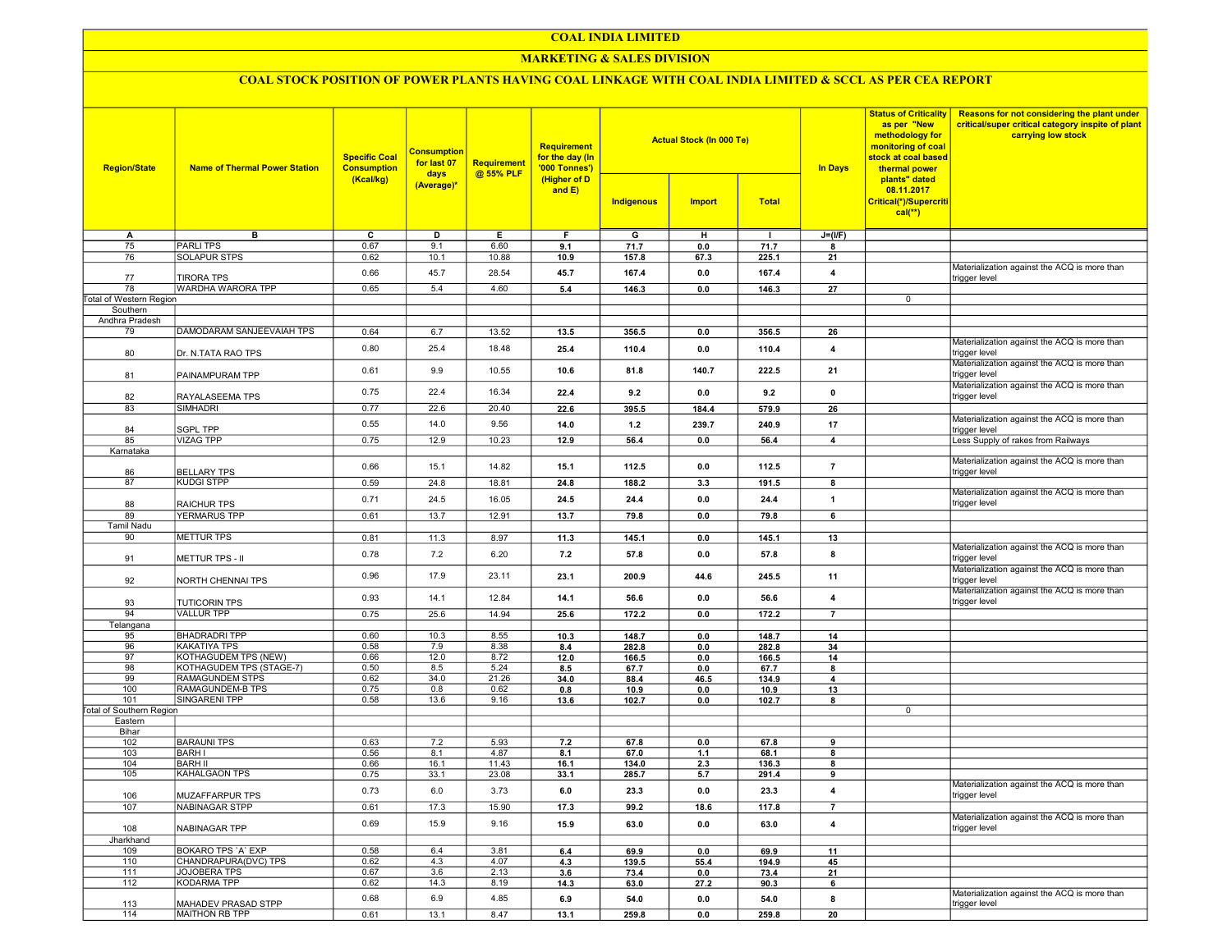# COAL INDIA LIMITED

## MARKETING & SALES DIVISION

### COAL STOCK POSITION OF POWER PLANTS HAVING COAL LINKAGE WITH COAL INDIA LIMITED & SCCL AS PER CEA REPORT

| Region/State | Name of Thermal Power Station | Specific Coal Consumption (Kcal/kg) | Consumption for last 07 days (Average)* | Requirement @ 55% PLF | Requirement for the day (In '000 Tonnes') (Higher of D and E) | Actual Stock (In 000 Te) | | | In Days | Status of Criticality as per "New methodology for monitoring of coal stock at coal based thermal power plants" dated 08.11.2017 Critical(*)/Supercritical(**) | Reasons for not considering the plant under critical/super critical category inspite of plant carrying low stock |
|---|---|---|---|---|---|---|---|---|---|---|---|
| | | | | | | Indigenous | Import | Total | | | |
| A | B | C | D | E | F | G | H | I | J=(I/F) | | |
| 75 | PARLI TPS | 0.67 | 9.1 | 6.60 | 9.1 | 71.7 | 0.0 | 71.7 | 8 | | |
| 76 | SOLAPUR STPS | 0.62 | 10.1 | 10.88 | 10.9 | 157.8 | 67.3 | 225.1 | 21 | | |
| 77 | TIRORA TPS | 0.66 | 45.7 | 28.54 | 45.7 | 167.4 | 0.0 | 167.4 | 4 | | Materialization against the ACQ is more than trigger level |
| 78 | WARDHA WARORA TPP | 0.65 | 5.4 | 4.60 | 5.4 | 146.3 | 0.0 | 146.3 | 27 | | |
| Total of Western Region | | | | | | | | | | 0 | |
| Southern | | | | | | | | | | | |
| Andhra Pradesh | | | | | | | | | | | |
| 79 | DAMODARAM SANJEEVAIAH TPS | 0.64 | 6.7 | 13.52 | 13.5 | 356.5 | 0.0 | 356.5 | 26 | | |
| 80 | Dr. N.TATA RAO TPS | 0.80 | 25.4 | 18.48 | 25.4 | 110.4 | 0.0 | 110.4 | 4 | | Materialization against the ACQ is more than trigger level |
| 81 | PAINAMPURAM TPP | 0.61 | 9.9 | 10.55 | 10.6 | 81.8 | 140.7 | 222.5 | 21 | | Materialization against the ACQ is more than trigger level |
| 82 | RAYALASEEMA TPS | 0.75 | 22.4 | 16.34 | 22.4 | 9.2 | 0.0 | 9.2 | 0 | | Materialization against the ACQ is more than trigger level |
| 83 | SIMHADRI | 0.77 | 22.6 | 20.40 | 22.6 | 395.5 | 184.4 | 579.9 | 26 | | |
| 84 | SGPL TPP | 0.55 | 14.0 | 9.56 | 14.0 | 1.2 | 239.7 | 240.9 | 17 | | Materialization against the ACQ is more than trigger level |
| 85 | VIZAG TPP | 0.75 | 12.9 | 10.23 | 12.9 | 56.4 | 0.0 | 56.4 | 4 | | Less Supply of rakes from Railways |
| Karnataka | | | | | | | | | | | |
| 86 | BELLARY TPS | 0.66 | 15.1 | 14.82 | 15.1 | 112.5 | 0.0 | 112.5 | 7 | | Materialization against the ACQ is more than trigger level |
| 87 | KUDGI STPP | 0.59 | 24.8 | 18.81 | 24.8 | 188.2 | 3.3 | 191.5 | 8 | | |
| 88 | RAICHUR TPS | 0.71 | 24.5 | 16.05 | 24.5 | 24.4 | 0.0 | 24.4 | 1 | | Materialization against the ACQ is more than trigger level |
| 89 | YERMARUS TPP | 0.61 | 13.7 | 12.91 | 13.7 | 79.8 | 0.0 | 79.8 | 6 | | |
| Tamil Nadu | | | | | | | | | | | |
| 90 | METTUR TPS | 0.81 | 11.3 | 8.97 | 11.3 | 145.1 | 0.0 | 145.1 | 13 | | |
| 91 | METTUR TPS - II | 0.78 | 7.2 | 6.20 | 7.2 | 57.8 | 0.0 | 57.8 | 8 | | Materialization against the ACQ is more than trigger level |
| 92 | NORTH CHENNAI TPS | 0.96 | 17.9 | 23.11 | 23.1 | 200.9 | 44.6 | 245.5 | 11 | | Materialization against the ACQ is more than trigger level |
| 93 | TUTICORIN TPS | 0.93 | 14.1 | 12.84 | 14.1 | 56.6 | 0.0 | 56.6 | 4 | | Materialization against the ACQ is more than trigger level |
| 94 | VALLUR TPP | 0.75 | 25.6 | 14.94 | 25.6 | 172.2 | 0.0 | 172.2 | 7 | | |
| Telangana | | | | | | | | | | | |
| 95 | BHADRADRI TPP | 0.60 | 10.3 | 8.55 | 10.3 | 148.7 | 0.0 | 148.7 | 14 | | |
| 96 | KAKATIYA TPS | 0.58 | 7.9 | 8.38 | 8.4 | 282.8 | 0.0 | 282.8 | 34 | | |
| 97 | KOTHAGUDEM TPS (NEW) | 0.66 | 12.0 | 8.72 | 12.0 | 166.5 | 0.0 | 166.5 | 14 | | |
| 98 | KOTHAGUDEM TPS (STAGE-7) | 0.50 | 8.5 | 5.24 | 8.5 | 67.7 | 0.0 | 67.7 | 8 | | |
| 99 | RAMAGUNDEM STPS | 0.62 | 34.0 | 21.26 | 34.0 | 88.4 | 46.5 | 134.9 | 4 | | |
| 100 | RAMAGUNDEM-B TPS | 0.75 | 0.8 | 0.62 | 0.8 | 10.9 | 0.0 | 10.9 | 13 | | |
| 101 | SINGARENI TPP | 0.58 | 13.6 | 9.16 | 13.6 | 102.7 | 0.0 | 102.7 | 8 | | |
| Total of Southern Region | | | | | | | | | | 0 | |
| Eastern | | | | | | | | | | | |
| Bihar | | | | | | | | | | | |
| 102 | BARAUNI TPS | 0.63 | 7.2 | 5.93 | 7.2 | 67.8 | 0.0 | 67.8 | 9 | | |
| 103 | BARH I | 0.56 | 8.1 | 4.87 | 8.1 | 67.0 | 1.1 | 68.1 | 8 | | |
| 104 | BARH II | 0.66 | 16.1 | 11.43 | 16.1 | 134.0 | 2.3 | 136.3 | 8 | | |
| 105 | KAHALGAON TPS | 0.75 | 33.1 | 23.08 | 33.1 | 285.7 | 5.7 | 291.4 | 9 | | |
| 106 | MUZAFFARPUR TPS | 0.73 | 6.0 | 3.73 | 6.0 | 23.3 | 0.0 | 23.3 | 4 | | Materialization against the ACQ is more than trigger level |
| 107 | NABINAGAR STPP | 0.61 | 17.3 | 15.90 | 17.3 | 99.2 | 18.6 | 117.8 | 7 | | |
| 108 | NABINAGAR TPP | 0.69 | 15.9 | 9.16 | 15.9 | 63.0 | 0.0 | 63.0 | 4 | | Materialization against the ACQ is more than trigger level |
| Jharkhand | | | | | | | | | | | |
| 109 | BOKARO TPS `A` EXP | 0.58 | 6.4 | 3.81 | 6.4 | 69.9 | 0.0 | 69.9 | 11 | | |
| 110 | CHANDRAPURA(DVC) TPS | 0.62 | 4.3 | 4.07 | 4.3 | 139.5 | 55.4 | 194.9 | 45 | | |
| 111 | JOJOBERA TPS | 0.67 | 3.6 | 2.13 | 3.6 | 73.4 | 0.0 | 73.4 | 21 | | |
| 112 | KODARMA TPP | 0.62 | 14.3 | 8.19 | 14.3 | 63.0 | 27.2 | 90.3 | 6 | | |
| 113 | MAHADEV PRASAD STPP | 0.68 | 6.9 | 4.85 | 6.9 | 54.0 | 0.0 | 54.0 | 8 | | Materialization against the ACQ is more than trigger level |
| 114 | MAITHON RB TPP | 0.61 | 13.1 | 8.47 | 13.1 | 259.8 | 0.0 | 259.8 | 20 | | |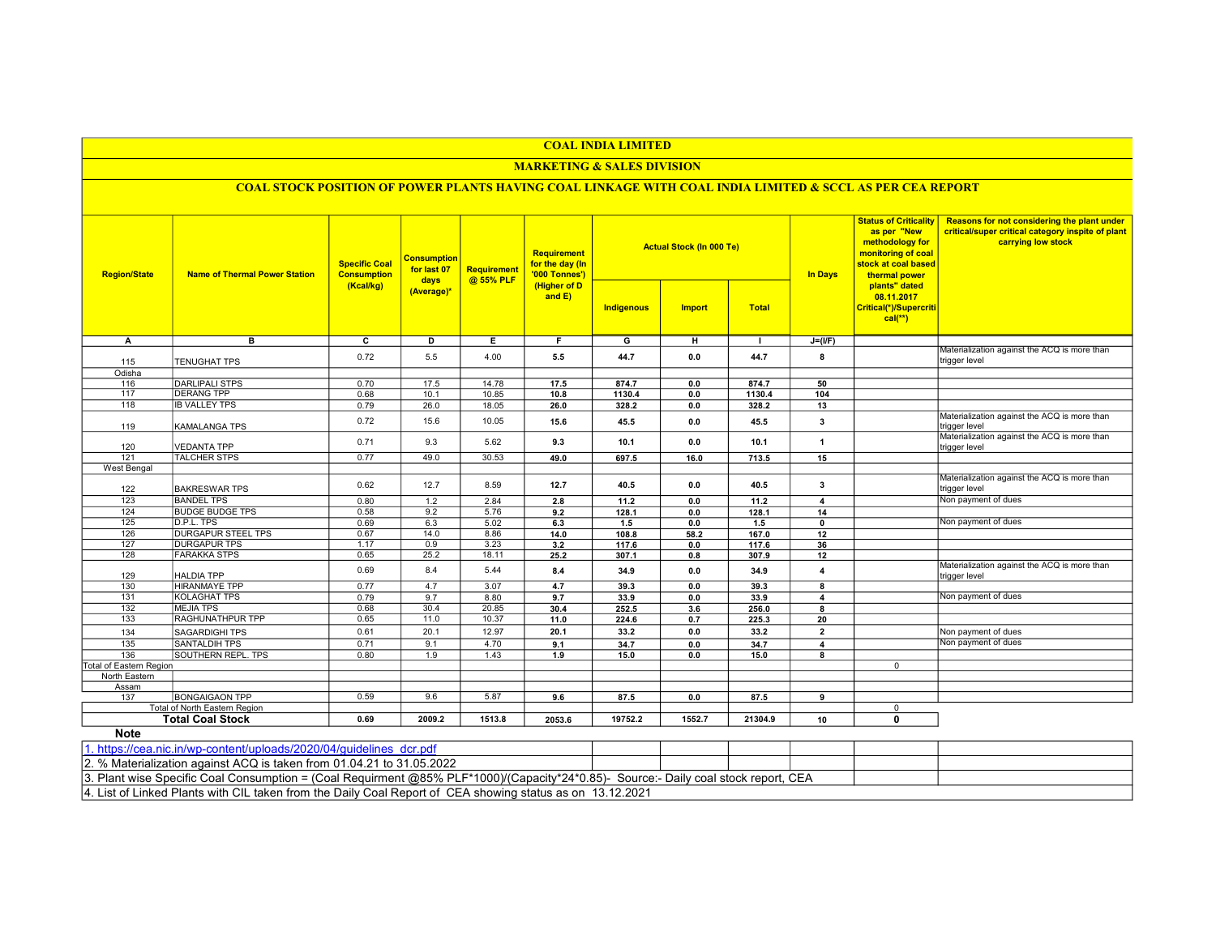# COAL INDIA LIMITED

## MARKETING & SALES DIVISION

### COAL STOCK POSITION OF POWER PLANTS HAVING COAL LINKAGE WITH COAL INDIA LIMITED & SCCL AS PER CEA REPORT

| Region/State | Name of Thermal Power Station | Specific Coal Consumption (Kcal/kg) | Consumption for last 07 days (Average)* | Requirement @ 55% PLF | Requirement for the day (In '000 Tonnes') (Higher of D and E) | Actual Stock (In 000 Te) | | | In Days | Status of Criticality as per "New methodology for monitoring of coal stock at coal based thermal power plants" dated 08.11.2017 Critical(*)/Supercritical(**) | Reasons for not considering the plant under critical/super critical category inspite of plant carrying low stock |
|---|---|---|---|---|---|---|---|---|---|---|---|
| | | | | | | Indigenous | Import | Total | | | |
| A | B | C | D | E | F | G | H | I | J=(I/F) | | |
| 115 | TENUGHAT TPS | 0.72 | 5.5 | 4.00 | 5.5 | 44.7 | 0.0 | 44.7 | 8 | | Materialization against the ACQ is more than trigger level |
| Odisha | | | | | | | | | | | |
| 116 | DARLIPALI STPS | 0.70 | 17.5 | 14.78 | 17.5 | 874.7 | 0.0 | 874.7 | 50 | | |
| 117 | DERANG TPP | 0.68 | 10.1 | 10.85 | 10.8 | 1130.4 | 0.0 | 1130.4 | 104 | | |
| 118 | IB VALLEY TPS | 0.79 | 26.0 | 18.05 | 26.0 | 328.2 | 0.0 | 328.2 | 13 | | |
| 119 | KAMALANGA TPS | 0.72 | 15.6 | 10.05 | 15.6 | 45.5 | 0.0 | 45.5 | 3 | | Materialization against the ACQ is more than trigger level |
| 120 | VEDANTA TPP | 0.71 | 9.3 | 5.62 | 9.3 | 10.1 | 0.0 | 10.1 | 1 | | Materialization against the ACQ is more than trigger level |
| 121 | TALCHER STPS | 0.77 | 49.0 | 30.53 | 49.0 | 697.5 | 16.0 | 713.5 | 15 | | |
| West Bengal | | | | | | | | | | | |
| 122 | BAKRESWAR TPS | 0.62 | 12.7 | 8.59 | 12.7 | 40.5 | 0.0 | 40.5 | 3 | | Materialization against the ACQ is more than trigger level |
| 123 | BANDEL TPS | 0.80 | 1.2 | 2.84 | 2.8 | 11.2 | 0.0 | 11.2 | 4 | | Non payment of dues |
| 124 | BUDGE BUDGE TPS | 0.58 | 9.2 | 5.76 | 9.2 | 128.1 | 0.0 | 128.1 | 14 | | |
| 125 | D.P.L. TPS | 0.69 | 6.3 | 5.02 | 6.3 | 1.5 | 0.0 | 1.5 | 0 | | Non payment of dues |
| 126 | DURGAPUR STEEL TPS | 0.67 | 14.0 | 8.86 | 14.0 | 108.8 | 58.2 | 167.0 | 12 | | |
| 127 | DURGAPUR TPS | 1.17 | 0.9 | 3.23 | 3.2 | 117.6 | 0.0 | 117.6 | 36 | | |
| 128 | FARAKKA STPS | 0.65 | 25.2 | 18.11 | 25.2 | 307.1 | 0.8 | 307.9 | 12 | | |
| 129 | HALDIA TPP | 0.69 | 8.4 | 5.44 | 8.4 | 34.9 | 0.0 | 34.9 | 4 | | Materialization against the ACQ is more than trigger level |
| 130 | HIRANMAYE TPP | 0.77 | 4.7 | 3.07 | 4.7 | 39.3 | 0.0 | 39.3 | 8 | | |
| 131 | KOLAGHAT TPS | 0.79 | 9.7 | 8.80 | 9.7 | 33.9 | 0.0 | 33.9 | 4 | | Non payment of dues |
| 132 | MEJIA TPS | 0.68 | 30.4 | 20.85 | 30.4 | 252.5 | 3.6 | 256.0 | 8 | | |
| 133 | RAGHUNATHPUR TPP | 0.65 | 11.0 | 10.37 | 11.0 | 224.6 | 0.7 | 225.3 | 20 | | |
| 134 | SAGARDIGHI TPS | 0.61 | 20.1 | 12.97 | 20.1 | 33.2 | 0.0 | 33.2 | 2 | | Non payment of dues |
| 135 | SANTALDIH TPS | 0.71 | 9.1 | 4.70 | 9.1 | 34.7 | 0.0 | 34.7 | 4 | | Non payment of dues |
| 136 | SOUTHERN REPL. TPS | 0.80 | 1.9 | 1.43 | 1.9 | 15.0 | 0.0 | 15.0 | 8 | | |
| Total of Eastern Region | | | | | | | | | | 0 | |
| North Eastern | | | | | | | | | | | |
| Assam | | | | | | | | | | | |
| 137 | BONGAIGAON TPP | 0.59 | 9.6 | 5.87 | 9.6 | 87.5 | 0.0 | 87.5 | 9 | | |
| Total of North Eastern Region | | | | | | | | | | 0 | |
| **Total Coal Stock** | | 0.69 | 2009.2 | 1513.8 | 2053.6 | 19752.2 | 1552.7 | 21304.9 | 10 | 0 | |

**Note**

1. https://cea.nic.in/wp-content/uploads/2020/04/guidelines_dcr.pdf
2. % Materialization against ACQ is taken from 01.04.21 to 31.05.2022
3. Plant wise Specific Coal Consumption = (Coal Requirment @85% PLF*1000)/(Capacity*24*0.85)- Source:- Daily coal stock report, CEA
4. List of Linked Plants with CIL taken from the Daily Coal Report of CEA showing status as on 13.12.2021